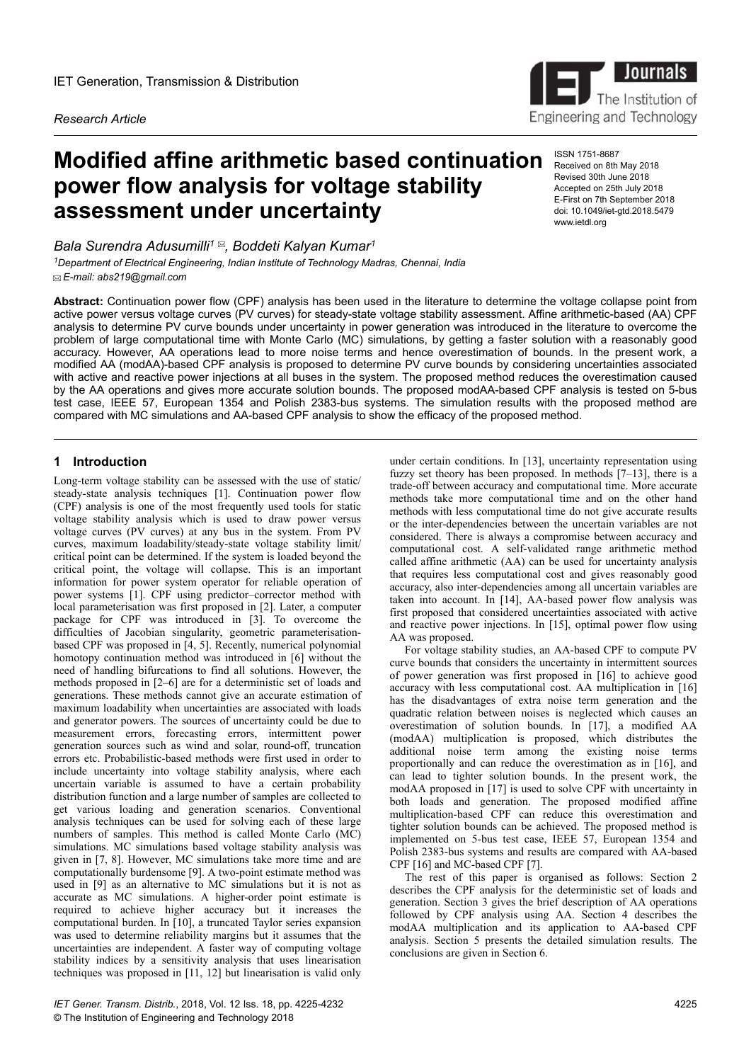IET Generation, Transmission & Distribution

*Research Article*

# Modified affine arithmetic based continuation power flow analysis for voltage stability assessment under uncertainty

ISSN 1751-8687
Received on 8th May 2018
Revised 30th June 2018
Accepted on 25th July 2018
E-First on 7th September 2018
doi: 10.1049/iet-gtd.2018.5479
www.ietdl.org

*Bala Surendra Adusumilli*[1] ✉, *Boddeti Kalyan Kumar*[1]

[1]*Department of Electrical Engineering, Indian Institute of Technology Madras, Chennai, India*
✉ *E-mail: abs219@gmail.com*

**Abstract:** Continuation power flow (CPF) analysis has been used in the literature to determine the voltage collapse point from active power versus voltage curves (PV curves) for steady-state voltage stability assessment. Affine arithmetic-based (AA) CPF analysis to determine PV curve bounds under uncertainty in power generation was introduced in the literature to overcome the problem of large computational time with Monte Carlo (MC) simulations, by getting a faster solution with a reasonably good accuracy. However, AA operations lead to more noise terms and hence overestimation of bounds. In the present work, a modified AA (modAA)-based CPF analysis is proposed to determine PV curve bounds by considering uncertainties associated with active and reactive power injections at all buses in the system. The proposed method reduces the overestimation caused by the AA operations and gives more accurate solution bounds. The proposed modAA-based CPF analysis is tested on 5-bus test case, IEEE 57, European 1354 and Polish 2383-bus systems. The simulation results with the proposed method are compared with MC simulations and AA-based CPF analysis to show the efficacy of the proposed method.

## 1 Introduction

Long-term voltage stability can be assessed with the use of static/steady-state analysis techniques [1]. Continuation power flow (CPF) analysis is one of the most frequently used tools for static voltage stability analysis which is used to draw power versus voltage curves (PV curves) at any bus in the system. From PV curves, maximum loadability/steady-state voltage stability limit/critical point can be determined. If the system is loaded beyond the critical point, the voltage will collapse. This is an important information for power system operator for reliable operation of power systems [1]. CPF using predictor–corrector method with local parameterisation was first proposed in [2]. Later, a computer package for CPF was introduced in [3]. To overcome the difficulties of Jacobian singularity, geometric parameterisation-based CPF was proposed in [4, 5]. Recently, numerical polynomial homotopy continuation method was introduced in [6] without the need of handling bifurcations to find all solutions. However, the methods proposed in [2–6] are for a deterministic set of loads and generations. These methods cannot give an accurate estimation of maximum loadability when uncertainties are associated with loads and generator powers. The sources of uncertainty could be due to measurement errors, forecasting errors, intermittent power generation sources such as wind and solar, round-off, truncation errors etc. Probabilistic-based methods were first used in order to include uncertainty into voltage stability analysis, where each uncertain variable is assumed to have a certain probability distribution function and a large number of samples are collected to get various loading and generation scenarios. Conventional analysis techniques can be used for solving each of these large numbers of samples. This method is called Monte Carlo (MC) simulations. MC simulations based voltage stability analysis was given in [7, 8]. However, MC simulations take more time and are computationally burdensome [9]. A two-point estimate method was used in [9] as an alternative to MC simulations but it is not as accurate as MC simulations. A higher-order point estimate is required to achieve higher accuracy but it increases the computational burden. In [10], a truncated Taylor series expansion was used to determine reliability margins but it assumes that the uncertainties are independent. A faster way of computing voltage stability indices by a sensitivity analysis that uses linearisation techniques was proposed in [11, 12] but linearisation is valid only under certain conditions. In [13], uncertainty representation using fuzzy set theory has been proposed. In methods [7–13], there is a trade-off between accuracy and computational time. More accurate methods take more computational time and on the other hand methods with less computational time do not give accurate results or the inter-dependencies between the uncertain variables are not considered. There is always a compromise between accuracy and computational cost. A self-validated range arithmetic method called affine arithmetic (AA) can be used for uncertainty analysis that requires less computational cost and gives reasonably good accuracy, also inter-dependencies among all uncertain variables are taken into account. In [14], AA-based power flow analysis was first proposed that considered uncertainties associated with active and reactive power injections. In [15], optimal power flow using AA was proposed.

For voltage stability studies, an AA-based CPF to compute PV curve bounds that considers the uncertainty in intermittent sources of power generation was first proposed in [16] to achieve good accuracy with less computational cost. AA multiplication in [16] has the disadvantages of extra noise term generation and the quadratic relation between noises is neglected which causes an overestimation of solution bounds. In [17], a modified AA (modAA) multiplication is proposed, which distributes the additional noise term among the existing noise terms proportionally and can reduce the overestimation as in [16], and can lead to tighter solution bounds. In the present work, the modAA proposed in [17] is used to solve CPF with uncertainty in both loads and generation. The proposed modified affine multiplication-based CPF can reduce this overestimation and tighter solution bounds can be achieved. The proposed method is implemented on 5-bus test case, IEEE 57, European 1354 and Polish 2383-bus systems and results are compared with AA-based CPF [16] and MC-based CPF [7].

The rest of this paper is organised as follows: Section 2 describes the CPF analysis for the deterministic set of loads and generation. Section 3 gives the brief description of AA operations followed by CPF analysis using AA. Section 4 describes the modAA multiplication and its application to AA-based CPF analysis. Section 5 presents the detailed simulation results. The conclusions are given in Section 6.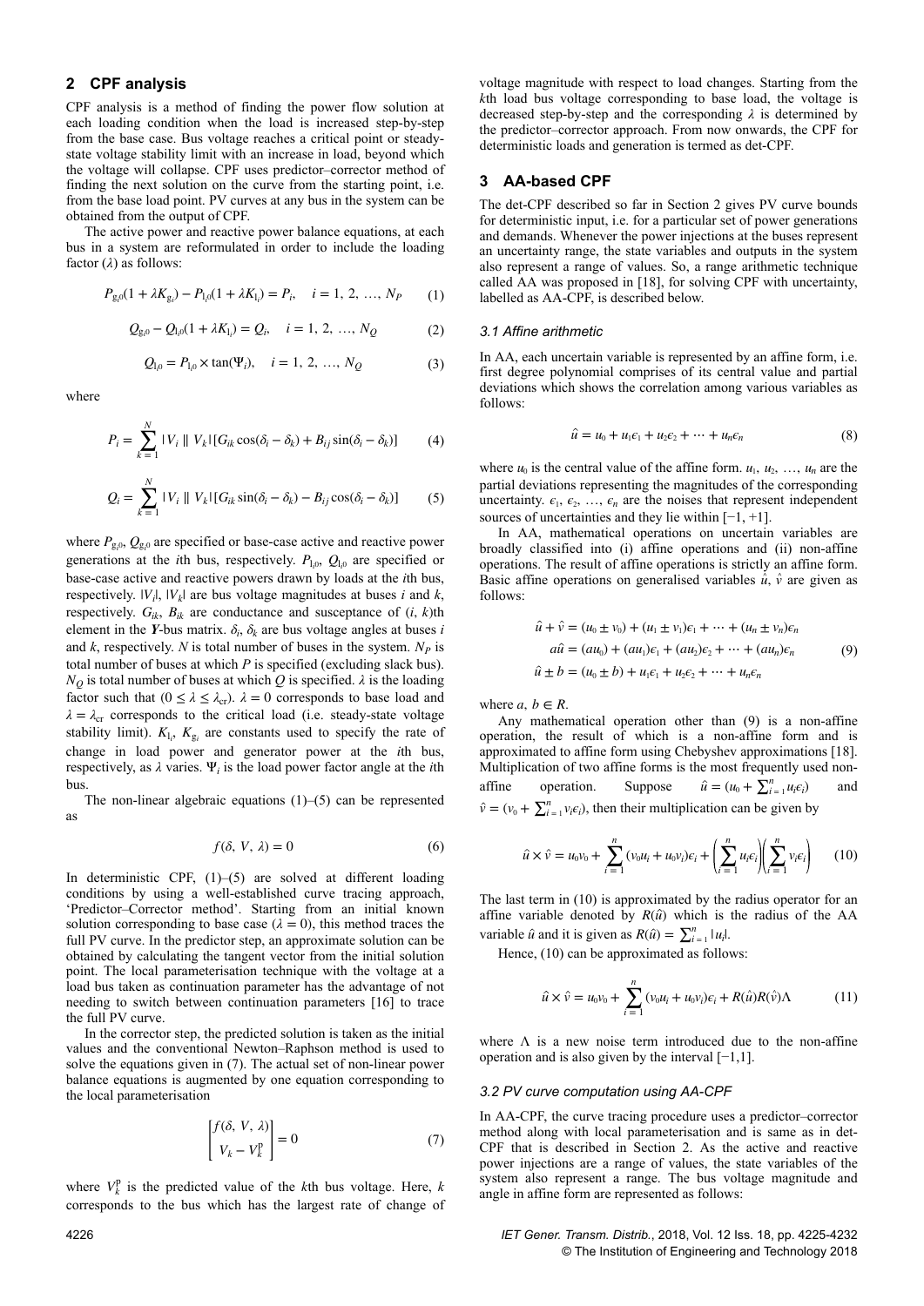## 2 CPF analysis

CPF analysis is a method of finding the power flow solution at each loading condition when the load is increased step-by-step from the base case. Bus voltage reaches a critical point or steady-state voltage stability limit with an increase in load, beyond which the voltage will collapse. CPF uses predictor–corrector method of finding the next solution on the curve from the starting point, i.e. from the base load point. PV curves at any bus in the system can be obtained from the output of CPF.

The active power and reactive power balance equations, at each bus in a system are reformulated in order to include the loading factor ($\lambda$) as follows:

$$P_{g_i0}(1+\lambda K_{g_i}) - P_{l_i0}(1+\lambda K_{l_i}) = P_i, \quad i = 1, 2, \ldots, N_P \tag{1}$$

$$Q_{g_i0} - Q_{l_i0}(1+\lambda K_{l_i}) = Q_i, \quad i = 1, 2, \ldots, N_Q \tag{2}$$

$$Q_{l_i0} = P_{l_i0} \times \tan(\Psi_i), \quad i = 1, 2, \ldots, N_Q \tag{3}$$

where

$$P_i = \sum_{k=1}^{N} |V_i \parallel V_k| [G_{ik}\cos(\delta_i - \delta_k) + B_{ij}\sin(\delta_i - \delta_k)] \tag{4}$$

$$Q_i = \sum_{k=1}^{N} |V_i \parallel V_k| [G_{ik}\sin(\delta_i - \delta_k) - B_{ij}\cos(\delta_i - \delta_k)] \tag{5}$$

where $P_{g_i0}$, $Q_{g_i0}$ are specified or base-case active and reactive power generations at the $i$th bus, respectively. $P_{l_i0}$, $Q_{l_i0}$ are specified or base-case active and reactive powers drawn by loads at the $i$th bus, respectively. $|V_i|$, $|V_k|$ are bus voltage magnitudes at buses $i$ and $k$, respectively. $G_{ik}$, $B_{ik}$ are conductance and susceptance of ($i$, $k$)th element in the $\boldsymbol{Y}$-bus matrix. $\delta_i$, $\delta_k$ are bus voltage angles at buses $i$ and $k$, respectively. $N$ is total number of buses in the system. $N_P$ is total number of buses at which $P$ is specified (excluding slack bus). $N_Q$ is total number of buses at which $Q$ is specified. $\lambda$ is the loading factor such that ($0 \leq \lambda \leq \lambda_{cr}$). $\lambda = 0$ corresponds to base load and $\lambda = \lambda_{cr}$ corresponds to the critical load (i.e. steady-state voltage stability limit). $K_{l_i}$, $K_{g_i}$ are constants used to specify the rate of change in load power and generator power at the $i$th bus, respectively, as $\lambda$ varies. $\Psi_i$ is the load power factor angle at the $i$th bus.

The non-linear algebraic equations (1)–(5) can be represented as

$$f(\delta, V, \lambda) = 0 \tag{6}$$

In deterministic CPF, (1)–(5) are solved at different loading conditions by using a well-established curve tracing approach, 'Predictor–Corrector method'. Starting from an initial known solution corresponding to base case ($\lambda = 0$), this method traces the full PV curve. In the predictor step, an approximate solution can be obtained by calculating the tangent vector from the initial solution point. The local parameterisation technique with the voltage at a load bus taken as continuation parameter has the advantage of not needing to switch between continuation parameters [16] to trace the full PV curve.

In the corrector step, the predicted solution is taken as the initial values and the conventional Newton–Raphson method is used to solve the equations given in (7). The actual set of non-linear power balance equations is augmented by one equation corresponding to the local parameterisation

$$\begin{bmatrix} f(\delta, V, \lambda) \\ V_k - V_k^{\mathrm{p}} \end{bmatrix} = 0 \tag{7}$$

where $V_k^{\mathrm{p}}$ is the predicted value of the $k$th bus voltage. Here, $k$ corresponds to the bus which has the largest rate of change of voltage magnitude with respect to load changes. Starting from the $k$th load bus voltage corresponding to base load, the voltage is decreased step-by-step and the corresponding $\lambda$ is determined by the predictor–corrector approach. From now onwards, the CPF for deterministic loads and generation is termed as det-CPF.

## 3 AA-based CPF

The det-CPF described so far in Section 2 gives PV curve bounds for deterministic input, i.e. for a particular set of power generations and demands. Whenever the power injections at the buses represent an uncertainty range, the state variables and outputs in the system also represent a range of values. So, a range arithmetic technique called AA was proposed in [18], for solving CPF with uncertainty, labelled as AA-CPF, is described below.

### 3.1 Affine arithmetic

In AA, each uncertain variable is represented by an affine form, i.e. first degree polynomial comprises of its central value and partial deviations which shows the correlation among various variables as follows:

$$\hat{u} = u_0 + u_1\epsilon_1 + u_2\epsilon_2 + \cdots + u_n\epsilon_n \tag{8}$$

where $u_0$ is the central value of the affine form. $u_1$, $u_2$, …, $u_n$ are the partial deviations representing the magnitudes of the corresponding uncertainty. $\epsilon_1$, $\epsilon_2$, …, $\epsilon_n$ are the noises that represent independent sources of uncertainties and they lie within [−1, +1].

In AA, mathematical operations on uncertain variables are broadly classified into (i) affine operations and (ii) non-affine operations. The result of affine operations is strictly an affine form. Basic affine operations on generalised variables $\hat{u}$, $\hat{v}$ are given as follows:

$$\begin{aligned} \hat{u} + \hat{v} &= (u_0 \pm v_0) + (u_1 \pm v_1)\epsilon_1 + \cdots + (u_n \pm v_n)\epsilon_n \\ a\hat{u} &= (au_0) + (au_1)\epsilon_1 + (au_2)\epsilon_2 + \cdots + (au_n)\epsilon_n \\ \hat{u} \pm b &= (u_0 \pm b) + u_1\epsilon_1 + u_2\epsilon_2 + \cdots + u_n\epsilon_n \end{aligned} \tag{9}$$

where $a, b \in R$.

Any mathematical operation other than (9) is a non-affine operation, the result of which is a non-affine form and is approximated to affine form using Chebyshev approximations [18]. Multiplication of two affine forms is the most frequently used non-affine operation. Suppose $\hat{u} = (u_0 + \sum_{i=1}^{n} u_i\epsilon_i)$ and $\hat{v} = (v_0 + \sum_{i=1}^{n} v_i\epsilon_i)$, then their multiplication can be given by

$$\hat{u} \times \hat{v} = u_0v_0 + \sum_{i=1}^{n}(v_0u_i + u_0v_i)\epsilon_i + \left(\sum_{i=1}^{n} u_i\epsilon_i\right)\left(\sum_{i=1}^{n} v_i\epsilon_i\right) \tag{10}$$

The last term in (10) is approximated by the radius operator for an affine variable denoted by $R(\hat{u})$ which is the radius of the AA variable $\hat{u}$ and it is given as $R(\hat{u}) = \sum_{i=1}^{n} |u_i|$.

Hence, (10) can be approximated as follows:

$$\hat{u} \times \hat{v} = u_0v_0 + \sum_{i=1}^{n}(v_0u_i + u_0v_i)\epsilon_i + R(\hat{u})R(\hat{v})\Lambda \tag{11}$$

where $\Lambda$ is a new noise term introduced due to the non-affine operation and is also given by the interval [−1,1].

### 3.2 PV curve computation using AA-CPF

In AA-CPF, the curve tracing procedure uses a predictor–corrector method along with local parameterisation and is same as in det-CPF that is described in Section 2. As the active and reactive power injections are a range of values, the state variables of the system also represent a range. The bus voltage magnitude and angle in affine form are represented as follows: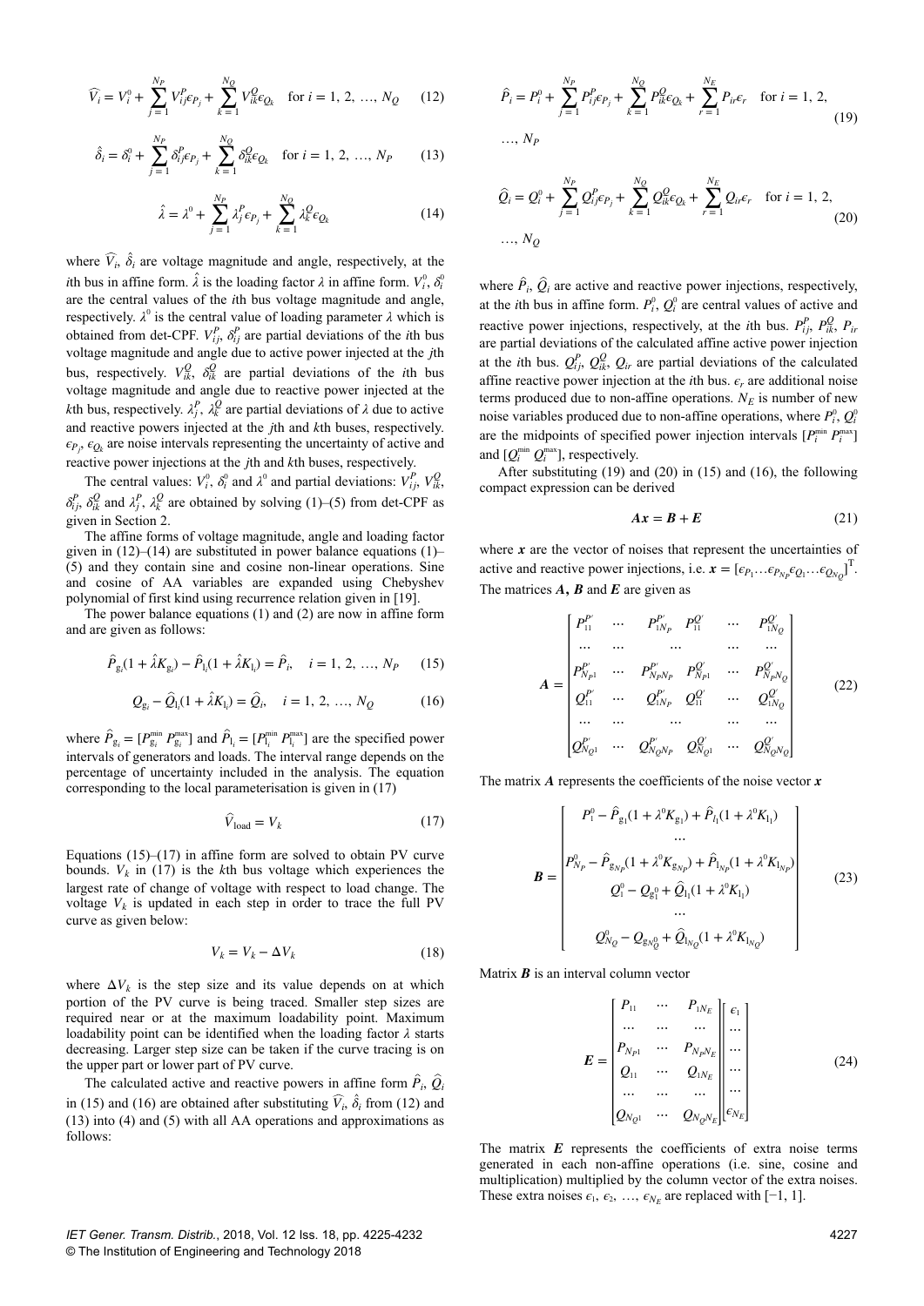$$\widehat{V}_i = V_i^0 + \sum_{j=1}^{N_P} V_{ij}^P \epsilon_{P_j} + \sum_{k=1}^{N_Q} V_{ik}^Q \epsilon_{Q_k} \quad \text{for } i = 1, 2, \ldots, N_Q \qquad (12)$$

$$\hat{\delta}_i = \delta_i^0 + \sum_{j=1}^{N_P} \delta_{ij}^P \epsilon_{P_j} + \sum_{k=1}^{N_Q} \delta_{ik}^Q \epsilon_{Q_k} \quad \text{for } i = 1, 2, \ldots, N_P \qquad (13)$$

$$\hat{\lambda} = \lambda^0 + \sum_{j=1}^{N_P} \lambda_j^P \epsilon_{P_j} + \sum_{k=1}^{N_Q} \lambda_k^Q \epsilon_{Q_k} \qquad (14)$$

where $\widehat{V}_i$, $\hat{\delta}_i$ are voltage magnitude and angle, respectively, at the $i$th bus in affine form. $\hat{\lambda}$ is the loading factor $\lambda$ in affine form. $V_i^0$, $\delta_i^0$ are the central values of the $i$th bus voltage magnitude and angle, respectively. $\lambda^0$ is the central value of loading parameter $\lambda$ which is obtained from det-CPF. $V_{ij}^P$, $\delta_{ij}^P$ are partial deviations of the $i$th bus voltage magnitude and angle due to active power injected at the $j$th bus, respectively. $V_{ik}^Q$, $\delta_{ik}^Q$ are partial deviations of the $i$th bus voltage magnitude and angle due to reactive power injected at the $k$th bus, respectively. $\lambda_j^P$, $\lambda_k^Q$ are partial deviations of $\lambda$ due to active and reactive powers injected at the $j$th and $k$th buses, respectively. $\epsilon_{P_j}$, $\epsilon_{Q_k}$ are noise intervals representing the uncertainty of active and reactive power injections at the $j$th and $k$th buses, respectively.

The central values: $V_i^0$, $\delta_i^0$ and $\lambda^0$ and partial deviations: $V_{ij}^P$, $V_{ik}^Q$, $\delta_{ij}^P$, $\delta_{ik}^Q$ and $\lambda_j^P$, $\lambda_k^Q$ are obtained by solving (1)–(5) from det-CPF as given in Section 2.

The affine forms of voltage magnitude, angle and loading factor given in (12)–(14) are substituted in power balance equations (1)–(5) and they contain sine and cosine non-linear operations. Sine and cosine of AA variables are expanded using Chebyshev polynomial of first kind using recurrence relation given in [19].

The power balance equations (1) and (2) are now in affine form and are given as follows:

$$\widehat{P}_{g_i}(1 + \hat{\lambda} K_{g_i}) - \widehat{P}_{l_i}(1 + \hat{\lambda} K_{l_i}) = \widehat{P}_i, \quad i = 1, 2, \ldots, N_P \qquad (15)$$

$$Q_{g_i} - \widehat{Q}_{l_i}(1 + \hat{\lambda} K_{l_i}) = \widehat{Q}_i, \quad i = 1, 2, \ldots, N_Q \qquad (16)$$

where $\widehat{P}_{g_i} = [P_{g_i}^{\min}\ P_{g_i}^{\max}]$ and $\widehat{P}_{l_i} = [P_{l_i}^{\min}\ P_{l_i}^{\max}]$ are the specified power intervals of generators and loads. The interval range depends on the percentage of uncertainty included in the analysis. The equation corresponding to the local parameterisation is given in (17)

$$\widehat{V}_{\text{load}} = V_k \qquad (17)$$

Equations (15)–(17) in affine form are solved to obtain PV curve bounds. $V_k$ in (17) is the $k$th bus voltage which experiences the largest rate of change of voltage with respect to load change. The voltage $V_k$ is updated in each step in order to trace the full PV curve as given below:

$$V_k = V_k - \Delta V_k \qquad (18)$$

where $\Delta V_k$ is the step size and its value depends on at which portion of the PV curve is being traced. Smaller step sizes are required near or at the maximum loadability point. Maximum loadability point can be identified when the loading factor $\lambda$ starts decreasing. Larger step size can be taken if the curve tracing is on the upper part or lower part of PV curve.

The calculated active and reactive powers in affine form $\widehat{P}_i$, $\widehat{Q}_i$ in (15) and (16) are obtained after substituting $\widehat{V}_i$, $\hat{\delta}_i$ from (12) and (13) into (4) and (5) with all AA operations and approximations as follows:

$$\widehat{P}_i = P_i^0 + \sum_{j=1}^{N_P} P_{ij}^P \epsilon_{P_j} + \sum_{k=1}^{N_Q} P_{ik}^Q \epsilon_{Q_k} + \sum_{r=1}^{N_E} P_{ir} \epsilon_r \quad \text{for } i = 1, 2, \ldots, N_P \qquad (19)$$

$$\widehat{Q}_i = Q_i^0 + \sum_{j=1}^{N_P} Q_{ij}^P \epsilon_{P_j} + \sum_{k=1}^{N_Q} Q_{ik}^Q \epsilon_{Q_k} + \sum_{r=1}^{N_E} Q_{ir} \epsilon_r \quad \text{for } i = 1, 2, \ldots, N_Q \qquad (20)$$

where $\widehat{P}_i$, $\widehat{Q}_i$ are active and reactive power injections, respectively, at the $i$th bus in affine form. $P_i^0$, $Q_i^0$ are central values of active and reactive power injections, respectively, at the $i$th bus. $P_{ij}^P$, $P_{ik}^Q$, $P_{ir}$ are partial deviations of the calculated affine active power injection at the $i$th bus. $Q_{ij}^P$, $Q_{ik}^Q$, $Q_{ir}$ are partial deviations of the calculated affine reactive power injection at the $i$th bus. $\epsilon_r$ are additional noise terms produced due to non-affine operations. $N_E$ is number of new noise variables produced due to non-affine operations, where $P_i^0$, $Q_i^0$ are the midpoints of specified power injection intervals $[P_i^{\min}\ P_i^{\max}]$ and $[Q_i^{\min}\ Q_i^{\max}]$, respectively.

After substituting (19) and (20) in (15) and (16), the following compact expression can be derived

$$\boldsymbol{A}\boldsymbol{x} = \boldsymbol{B} + \boldsymbol{E} \qquad (21)$$

where $\boldsymbol{x}$ are the vector of noises that represent the uncertainties of active and reactive power injections, i.e. $\boldsymbol{x} = [\epsilon_{P_1} \ldots \epsilon_{P_{N_P}} \epsilon_{Q_1} \ldots \epsilon_{Q_{N_Q}}]^{\mathrm{T}}$. The matrices $\boldsymbol{A}$, $\boldsymbol{B}$ and $\boldsymbol{E}$ are given as

$$\boldsymbol{A} = \begin{bmatrix} P_{11}^{P'} & \cdots & P_{1N_P}^{P'} & P_{11}^{Q'} & \cdots & P_{1N_Q}^{Q'} \\ \cdots & \cdots & \cdots & \cdots & \cdots \\ P_{N_P1}^{P'} & \cdots & P_{N_PN_P}^{P'} & P_{N_P1}^{Q'} & \cdots & P_{N_PN_Q}^{Q'} \\ Q_{11}^{P'} & \cdots & Q_{1N_P}^{P'} & Q_{11}^{Q'} & \cdots & Q_{1N_Q}^{Q'} \\ \cdots & \cdots & \cdots & \cdots & \cdots \\ Q_{N_Q1}^{P'} & \cdots & Q_{N_QN_P}^{P'} & Q_{N_Q1}^{Q'} & \cdots & Q_{N_QN_Q}^{Q'} \end{bmatrix} \qquad (22)$$

The matrix $\boldsymbol{A}$ represents the coefficients of the noise vector $\boldsymbol{x}$

$$\boldsymbol{B} = \begin{bmatrix} P_1^0 - \widehat{P}_{g_1}(1 + \lambda^0 K_{g_1}) + \widehat{P}_{l_1}(1 + \lambda^0 K_{l_1}) \\ \cdots \\ P_{N_P}^0 - \widehat{P}_{g_{N_P}}(1 + \lambda^0 K_{g_{N_P}}) + \widehat{P}_{l_{N_P}}(1 + \lambda^0 K_{l_{N_P}}) \\ Q_1^0 - Q_{g_1^0} + \widehat{Q}_{l_1}(1 + \lambda^0 K_{l_1}) \\ \cdots \\ Q_{N_Q}^0 - Q_{g_{N_Q}^0} + \widehat{Q}_{l_{N_Q}}(1 + \lambda^0 K_{l_{N_Q}}) \end{bmatrix} \qquad (23)$$

Matrix $\boldsymbol{B}$ is an interval column vector

$$\boldsymbol{E} = \begin{bmatrix} P_{11} & \cdots & P_{1N_E} \\ \cdots & \cdots & \cdots \\ P_{N_P1} & \cdots & P_{N_PN_E} \\ Q_{11} & \cdots & Q_{1N_E} \\ \cdots & \cdots & \cdots \\ Q_{N_Q1} & \cdots & Q_{N_QN_E} \end{bmatrix} \begin{bmatrix} \epsilon_1 \\ \cdots \\ \cdots \\ \cdots \\ \cdots \\ \epsilon_{N_E} \end{bmatrix} \qquad (24)$$

The matrix $\boldsymbol{E}$ represents the coefficients of extra noise terms generated in each non-affine operations (i.e. sine, cosine and multiplication) multiplied by the column vector of the extra noises. These extra noises $\epsilon_1$, $\epsilon_2$, …, $\epsilon_{N_E}$ are replaced with $[-1, 1]$.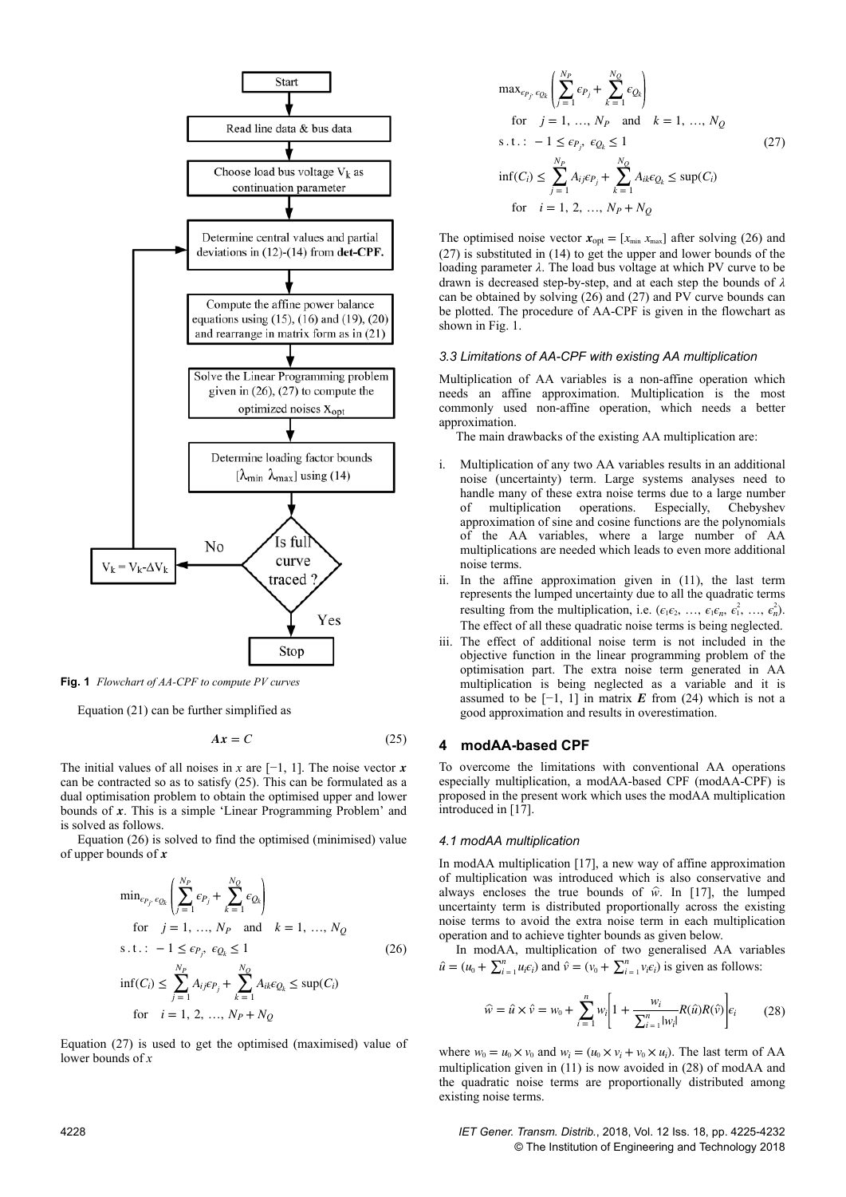Start

Read line data & bus data

Choose load bus voltage $V_k$ as continuation parameter

Determine central values and partial deviations in (12)-(14) from **det-CPF.**

Compute the affine power balance equations using (15), (16) and (19), (20) and rearrange in matrix form as in (21)

Solve the Linear Programming problem given in (26), (27) to compute the optimized noises $x_{opt}$

Determine loading factor bounds $[\lambda_{min}\ \lambda_{max}]$ using (14)

Is full curve traced ? — No: $V_k = V_k - \Delta V_k$ ; Yes: Stop

**Fig. 1** *Flowchart of AA-CPF to compute PV curves*

Equation (21) can be further simplified as

$$Ax = C \tag{25}$$

The initial values of all noises in $x$ are $[-1, 1]$. The noise vector $\boldsymbol{x}$ can be contracted so as to satisfy (25). This can be formulated as a dual optimisation problem to obtain the optimised upper and lower bounds of $\boldsymbol{x}$. This is a simple 'Linear Programming Problem' and is solved as follows.

Equation (26) is solved to find the optimised (minimised) value of upper bounds of $\boldsymbol{x}$

$$\begin{aligned}
&\min_{\epsilon_{P_j},\,\epsilon_{Q_k}} \left( \sum_{j=1}^{N_P} \epsilon_{P_j} + \sum_{k=1}^{N_Q} \epsilon_{Q_k} \right) \\
&\quad \text{for} \quad j = 1, \ldots, N_P \quad \text{and} \quad k = 1, \ldots, N_Q \\
&\text{s.t.:} \ -1 \le \epsilon_{P_j},\ \epsilon_{Q_k} \le 1 \\
&\inf(C_i) \le \sum_{j=1}^{N_P} A_{ij}\epsilon_{P_j} + \sum_{k=1}^{N_Q} A_{ik}\epsilon_{Q_k} \le \sup(C_i) \\
&\quad \text{for} \quad i = 1, 2, \ldots, N_P + N_Q
\end{aligned} \tag{26}$$

Equation (27) is used to get the optimised (maximised) value of lower bounds of $x$

$$\begin{aligned}
&\max_{\epsilon_{P_j},\,\epsilon_{Q_k}} \left( \sum_{j=1}^{N_P} \epsilon_{P_j} + \sum_{k=1}^{N_Q} \epsilon_{Q_k} \right) \\
&\quad \text{for} \quad j = 1, \ldots, N_P \quad \text{and} \quad k = 1, \ldots, N_Q \\
&\text{s.t.:} \ -1 \le \epsilon_{P_j},\ \epsilon_{Q_k} \le 1 \\
&\inf(C_i) \le \sum_{j=1}^{N_P} A_{ij}\epsilon_{P_j} + \sum_{k=1}^{N_Q} A_{ik}\epsilon_{Q_k} \le \sup(C_i) \\
&\quad \text{for} \quad i = 1, 2, \ldots, N_P + N_Q
\end{aligned} \tag{27}$$

The optimised noise vector $\boldsymbol{x}_{\text{opt}} = [x_{\min}\ x_{\max}]$ after solving (26) and (27) is substituted in (14) to get the upper and lower bounds of the loading parameter $\lambda$. The load bus voltage at which PV curve to be drawn is decreased step-by-step, and at each step the bounds of $\lambda$ can be obtained by solving (26) and (27) and PV curve bounds can be plotted. The procedure of AA-CPF is given in the flowchart as shown in Fig. 1.

### 3.3 Limitations of AA-CPF with existing AA multiplication

Multiplication of AA variables is a non-affine operation which needs an affine approximation. Multiplication is the most commonly used non-affine operation, which needs a better approximation.

The main drawbacks of the existing AA multiplication are:

i. Multiplication of any two AA variables results in an additional noise (uncertainty) term. Large systems analyses need to handle many of these extra noise terms due to a large number of multiplication operations. Especially, Chebyshev approximation of sine and cosine functions are the polynomials of the AA variables, where a large number of AA multiplications are needed which leads to even more additional noise terms.
ii. In the affine approximation given in (11), the last term represents the lumped uncertainty due to all the quadratic terms resulting from the multiplication, i.e. $(\epsilon_1\epsilon_2, \ldots, \epsilon_1\epsilon_n, \epsilon_1^2, \ldots, \epsilon_n^2)$. The effect of all these quadratic noise terms is being neglected.
iii. The effect of additional noise term is not included in the objective function in the linear programming problem of the optimisation part. The extra noise term generated in AA multiplication is being neglected as a variable and it is assumed to be $[-1, 1]$ in matrix $\boldsymbol{E}$ from (24) which is not a good approximation and results in overestimation.

## 4 modAA-based CPF

To overcome the limitations with conventional AA operations especially multiplication, a modAA-based CPF (modAA-CPF) is proposed in the present work which uses the modAA multiplication introduced in [17].

### 4.1 modAA multiplication

In modAA multiplication [17], a new way of affine approximation of multiplication was introduced which is also conservative and always encloses the true bounds of $\hat{w}$. In [17], the lumped uncertainty term is distributed proportionally across the existing noise terms to avoid the extra noise term in each multiplication operation and to achieve tighter bounds as given below.

In modAA, multiplication of two generalised AA variables $\hat{u} = (u_0 + \sum_{i=1}^{n} u_i\epsilon_i)$ and $\hat{v} = (v_0 + \sum_{i=1}^{n} v_i\epsilon_i)$ is given as follows:

$$\hat{w} = \hat{u} \times \hat{v} = w_0 + \sum_{i=1}^{n} w_i \left[ 1 + \frac{w_i}{\sum_{i=1}^{n} |w_i|} R(\hat{u})R(\hat{v}) \right] \epsilon_i \tag{28}$$

where $w_0 = u_0 \times v_0$ and $w_i = (u_0 \times v_i + v_0 \times u_i)$. The last term of AA multiplication given in (11) is now avoided in (28) of modAA and the quadratic noise terms are proportionally distributed among existing noise terms.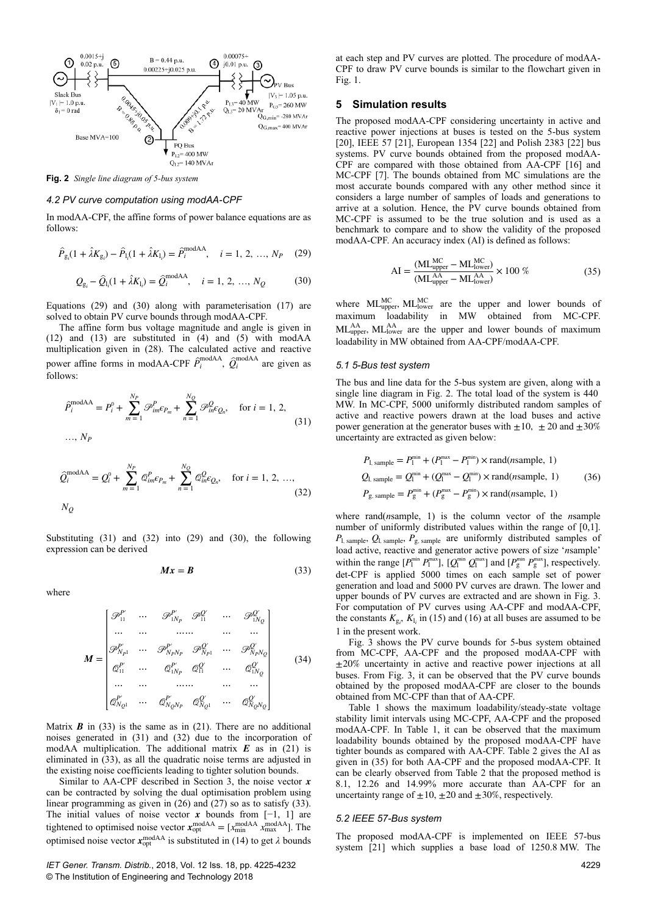**Fig. 2** *Single line diagram of 5-bus system*

### 4.2 PV curve computation using modAA-CPF

In modAA-CPF, the affine forms of power balance equations are as follows:

$$\hat{P}_{g_i}(1+\hat{\lambda}K_{g_i}) - \hat{P}_{l_i}(1+\hat{\lambda}K_{l_i}) = \hat{P}_i^{\text{modAA}}, \quad i = 1, 2, \ldots, N_P \tag{29}$$

$$Q_{g_i} - \hat{Q}_{l_i}(1+\hat{\lambda}K_{l_i}) = \hat{Q}_i^{\text{modAA}}, \quad i = 1, 2, \ldots, N_Q \tag{30}$$

Equations (29) and (30) along with parameterisation (17) are solved to obtain PV curve bounds through modAA-CPF.

The affine form bus voltage magnitude and angle is given in (12) and (13) are substituted in (4) and (5) with modAA multiplication given in (28). The calculated active and reactive power affine forms in modAA-CPF $\hat{P}_i^{\text{modAA}}$, $\hat{Q}_i^{\text{modAA}}$ are given as follows:

$$\hat{P}_i^{\text{modAA}} = P_i^0 + \sum_{m=1}^{N_P} \mathscr{P}_{im}^{P}\epsilon_{P_m} + \sum_{n=1}^{N_Q} \mathscr{P}_{in}^{Q}\epsilon_{Q_n}, \quad \text{for } i = 1, 2, \ldots, N_P \tag{31}$$

$$\hat{Q}_i^{\text{modAA}} = Q_i^0 + \sum_{m=1}^{N_P} \mathscr{Q}_{im}^{P}\epsilon_{P_m} + \sum_{n=1}^{N_Q} \mathscr{Q}_{in}^{Q}\epsilon_{Q_n}, \quad \text{for } i = 1, 2, \ldots, N_Q \tag{32}$$

Substituting (31) and (32) into (29) and (30), the following expression can be derived

$$\boldsymbol{Mx} = \boldsymbol{B} \tag{33}$$

where

$$\boldsymbol{M} = \begin{bmatrix} \mathscr{P}_{11}^{P'} & \cdots & \mathscr{P}_{1N_P}^{P'} & \mathscr{P}_{11}^{Q'} & \cdots & \mathscr{P}_{1N_Q}^{Q'} \\ \cdots & \cdots & \cdots\cdots & & \cdots & \cdots \\ \mathscr{P}_{N_P 1}^{P'} & \cdots & \mathscr{P}_{N_P N_P}^{P'} & \mathscr{P}_{N_P 1}^{Q'} & \cdots & \mathscr{P}_{N_P N_Q}^{Q'} \\ \mathscr{Q}_{11}^{P'} & \cdots & \mathscr{Q}_{1N_P}^{P'} & \mathscr{Q}_{11}^{Q'} & \cdots & \mathscr{Q}_{1N_Q}^{Q'} \\ \cdots & \cdots & \cdots\cdots & & \cdots & \cdots \\ \mathscr{Q}_{N_Q 1}^{P'} & \cdots & \mathscr{Q}_{N_Q N_P}^{P'} & \mathscr{Q}_{N_Q 1}^{Q'} & \cdots & \mathscr{Q}_{N_Q N_Q}^{Q'} \end{bmatrix} \tag{34}$$

Matrix $\boldsymbol{B}$ in (33) is the same as in (21). There are no additional noises generated in (31) and (32) due to the incorporation of modAA multiplication. The additional matrix $\boldsymbol{E}$ as in (21) is eliminated in (33), as all the quadratic noise terms are adjusted in the existing noise coefficients leading to tighter solution bounds.

Similar to AA-CPF described in Section 3, the noise vector $\boldsymbol{x}$ can be contracted by solving the dual optimisation problem using linear programming as given in (26) and (27) so as to satisfy (33). The initial values of noise vector $\boldsymbol{x}$ bounds from $[-1, 1]$ are tightened to optimised noise vector $\boldsymbol{x}_{\text{opt}}^{\text{modAA}} = [x_{\min}^{\text{modAA}}\ x_{\max}^{\text{modAA}}]$. The optimised noise vector $\boldsymbol{x}_{\text{opt}}^{\text{modAA}}$ is substituted in (14) to get $\lambda$ bounds at each step and PV curves are plotted. The procedure of modAA-CPF to draw PV curve bounds is similar to the flowchart given in Fig. 1.

## 5 Simulation results

The proposed modAA-CPF considering uncertainty in active and reactive power injections at buses is tested on the 5-bus system [20], IEEE 57 [21], European 1354 [22] and Polish 2383 [22] bus systems. PV curve bounds obtained from the proposed modAA-CPF are compared with those obtained from AA-CPF [16] and MC-CPF [7]. The bounds obtained from MC simulations are the most accurate bounds compared with any other method since it considers a large number of samples of loads and generations to arrive at a solution. Hence, the PV curve bounds obtained from MC-CPF is assumed to be the true solution and is used as a benchmark to compare and to show the validity of the proposed modAA-CPF. An accuracy index (AI) is defined as follows:

$$\text{AI} = \frac{(\text{ML}_{\text{upper}}^{\text{MC}} - \text{ML}_{\text{lower}}^{\text{MC}})}{(\text{ML}_{\text{upper}}^{\text{AA}} - \text{ML}_{\text{lower}}^{\text{AA}})} \times 100\ \% \tag{35}$$

where $\text{ML}_{\text{upper}}^{\text{MC}}$, $\text{ML}_{\text{lower}}^{\text{MC}}$ are the upper and lower bounds of maximum loadability in MW obtained from MC-CPF. $\text{ML}_{\text{upper}}^{\text{AA}}$, $\text{ML}_{\text{lower}}^{\text{AA}}$ are the upper and lower bounds of maximum loadability in MW obtained from AA-CPF/modAA-CPF.

### 5.1 5-Bus test system

The bus and line data for the 5-bus system are given, along with a single line diagram in Fig. 2. The total load of the system is 440 MW. In MC-CPF, 5000 uniformly distributed random samples of active and reactive powers drawn at the load buses and active power generation at the generator buses with $\pm 10$, $\pm 20$ and $\pm 30\%$ uncertainty are extracted as given below:

$$\begin{aligned} P_{\text{l, sample}} &= P_{\text{l}}^{\min} + (P_{\text{l}}^{\max} - P_{\text{l}}^{\min}) \times \text{rand}(n\text{sample}, 1) \\ Q_{\text{l, sample}} &= Q_{\text{l}}^{\min} + (Q_{\text{l}}^{\max} - Q_{\text{l}}^{\min}) \times \text{rand}(n\text{sample}, 1) \\ P_{\text{g, sample}} &= P_{\text{g}}^{\min} + (P_{\text{g}}^{\max} - P_{\text{g}}^{\min}) \times \text{rand}(n\text{sample}, 1) \end{aligned} \tag{36}$$

where rand($n$sample, 1) is the column vector of the $n$sample number of uniformly distributed values within the range of [0,1]. $P_{\text{l, sample}}$, $Q_{\text{l, sample}}$, $P_{\text{g, sample}}$ are uniformly distributed samples of load active, reactive and generator active powers of size '$n$sample' within the range $[P_{\text{l}}^{\min}\ P_{\text{l}}^{\max}]$, $[Q_{\text{l}}^{\min}\ Q_{\text{l}}^{\max}]$ and $[P_{\text{g}}^{\min}\ P_{\text{g}}^{\max}]$, respectively. det-CPF is applied 5000 times on each sample set of power generation and load and 5000 PV curves are drawn. The lower and upper bounds of PV curves are extracted and are shown in Fig. 3. For computation of PV curves using AA-CPF and modAA-CPF, the constants $K_{g_i}$, $K_{l_i}$ in (15) and (16) at all buses are assumed to be 1 in the present work.

Fig. 3 shows the PV curve bounds for 5-bus system obtained from MC-CPF, AA-CPF and the proposed modAA-CPF with $\pm 20\%$ uncertainty in active and reactive power injections at all buses. From Fig. 3, it can be observed that the PV curve bounds obtained by the proposed modAA-CPF are closer to the bounds obtained from MC-CPF than that of AA-CPF.

Table 1 shows the maximum loadability/steady-state voltage stability limit intervals using MC-CPF, AA-CPF and the proposed modAA-CPF. In Table 1, it can be observed that the maximum loadability bounds obtained by the proposed modAA-CPF have tighter bounds as compared with AA-CPF. Table 2 gives the AI as given in (35) for both AA-CPF and the proposed modAA-CPF. It can be clearly observed from Table 2 that the proposed method is 8.1, 12.26 and 14.99% more accurate than AA-CPF for an uncertainty range of $\pm 10$, $\pm 20$ and $\pm 30\%$, respectively.

### 5.2 IEEE 57-Bus system

The proposed modAA-CPF is implemented on IEEE 57-bus system [21] which supplies a base load of 1250.8 MW. The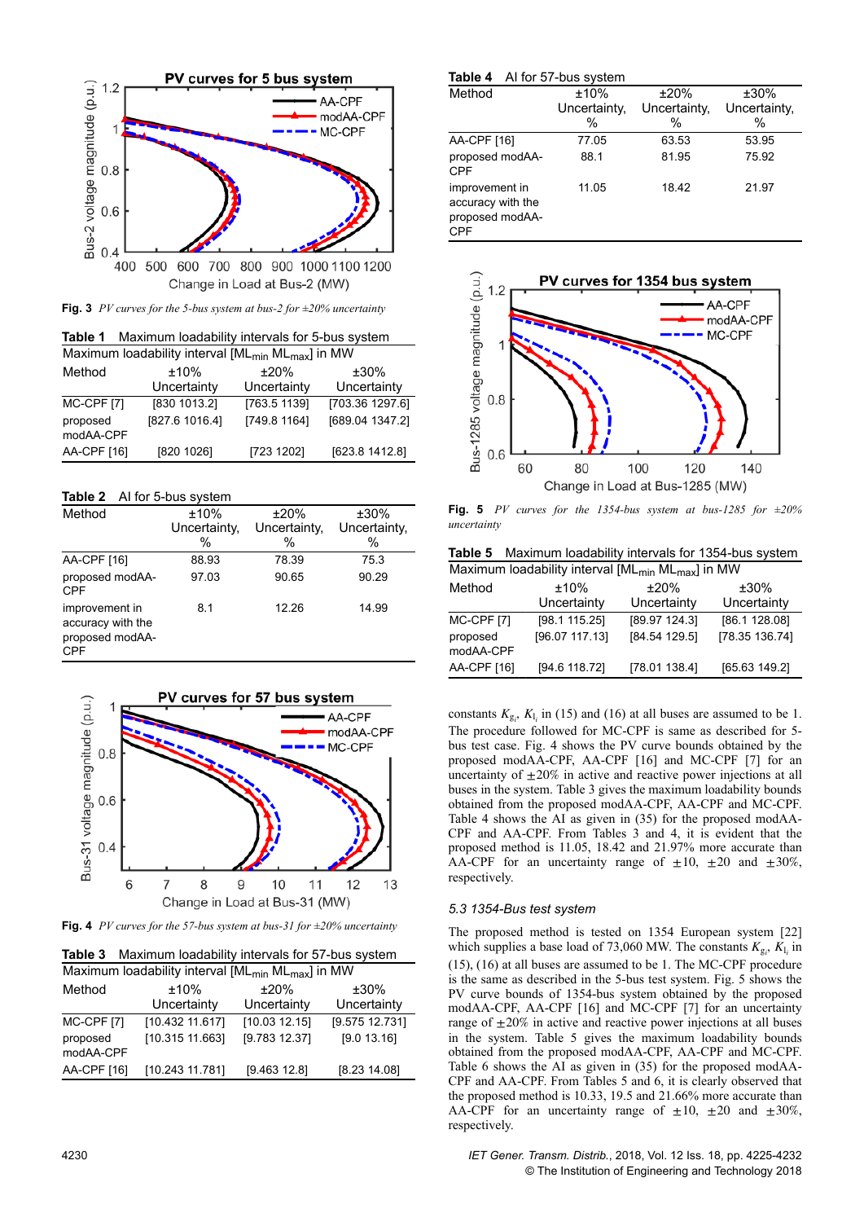Fig. 3 *PV curves for the 5-bus system at bus-2 for ±20% uncertainty*

**Table 1** Maximum loadability intervals for 5-bus system

| Maximum loadability interval [$ML_{min}$ $ML_{max}$] in MW | | | |
|---|---|---|---|
| Method | ±10% Uncertainty | ±20% Uncertainty | ±30% Uncertainty |
| MC-CPF [7] | [830 1013.2] | [763.5 1139] | [703.36 1297.6] |
| proposed modAA-CPF | [827.6 1016.4] | [749.8 1164] | [689.04 1347.2] |
| AA-CPF [16] | [820 1026] | [723 1202] | [623.8 1412.8] |

**Table 2** AI for 5-bus system

| Method | ±10% Uncertainty, % | ±20% Uncertainty, % | ±30% Uncertainty, % |
|---|---|---|---|
| AA-CPF [16] | 88.93 | 78.39 | 75.3 |
| proposed modAA-CPF | 97.03 | 90.65 | 90.29 |
| improvement in accuracy with the proposed modAA-CPF | 8.1 | 12.26 | 14.99 |

Fig. 4 *PV curves for the 57-bus system at bus-31 for ±20% uncertainty*

**Table 3** Maximum loadability intervals for 57-bus system

| Maximum loadability interval [$ML_{min}$ $ML_{max}$] in MW | | | |
|---|---|---|---|
| Method | ±10% Uncertainty | ±20% Uncertainty | ±30% Uncertainty |
| MC-CPF [7] | [10.432 11.617] | [10.03 12.15] | [9.575 12.731] |
| proposed modAA-CPF | [10.315 11.663] | [9.783 12.37] | [9.0 13.16] |
| AA-CPF [16] | [10.243 11.781] | [9.463 12.8] | [8.23 14.08] |

**Table 4** AI for 57-bus system

| Method | ±10% Uncertainty, % | ±20% Uncertainty, % | ±30% Uncertainty, % |
|---|---|---|---|
| AA-CPF [16] | 77.05 | 63.53 | 53.95 |
| proposed modAA-CPF | 88.1 | 81.95 | 75.92 |
| improvement in accuracy with the proposed modAA-CPF | 11.05 | 18.42 | 21.97 |

Fig. 5 *PV curves for the 1354-bus system at bus-1285 for ±20% uncertainty*

**Table 5** Maximum loadability intervals for 1354-bus system

| Maximum loadability interval [$ML_{min}$ $ML_{max}$] in MW | | | |
|---|---|---|---|
| Method | ±10% Uncertainty | ±20% Uncertainty | ±30% Uncertainty |
| MC-CPF [7] | [98.1 115.25] | [89.97 124.3] | [86.1 128.08] |
| proposed modAA-CPF | [96.07 117.13] | [84.54 129.5] | [78.35 136.74] |
| AA-CPF [16] | [94.6 118.72] | [78.01 138.4] | [65.63 149.2] |

constants $K_{g_i}$, $K_{l_i}$ in (15) and (16) at all buses are assumed to be 1. The procedure followed for MC-CPF is same as described for 5-bus test case. Fig. 4 shows the PV curve bounds obtained by the proposed modAA-CPF, AA-CPF [16] and MC-CPF [7] for an uncertainty of ±20% in active and reactive power injections at all buses in the system. Table 3 gives the maximum loadability bounds obtained from the proposed modAA-CPF, AA-CPF and MC-CPF. Table 4 shows the AI as given in (35) for the proposed modAA-CPF and AA-CPF. From Tables 3 and 4, it is evident that the proposed method is 11.05, 18.42 and 21.97% more accurate than AA-CPF for an uncertainty range of ±10, ±20 and ±30%, respectively.

### 5.3 1354-Bus test system

The proposed method is tested on 1354 European system [22] which supplies a base load of 73,060 MW. The constants $K_{g_i}$, $K_{l_i}$ in (15), (16) at all buses are assumed to be 1. The MC-CPF procedure is the same as described in the 5-bus test system. Fig. 5 shows the PV curve bounds of 1354-bus system obtained by the proposed modAA-CPF, AA-CPF [16] and MC-CPF [7] for an uncertainty range of ±20% in active and reactive power injections at all buses in the system. Table 5 gives the maximum loadability bounds obtained from the proposed modAA-CPF, AA-CPF and MC-CPF. Table 6 shows the AI as given in (35) for the proposed modAA-CPF and AA-CPF. From Tables 5 and 6, it is clearly observed that the proposed method is 10.33, 19.5 and 21.66% more accurate than AA-CPF for an uncertainty range of ±10, ±20 and ±30%, respectively.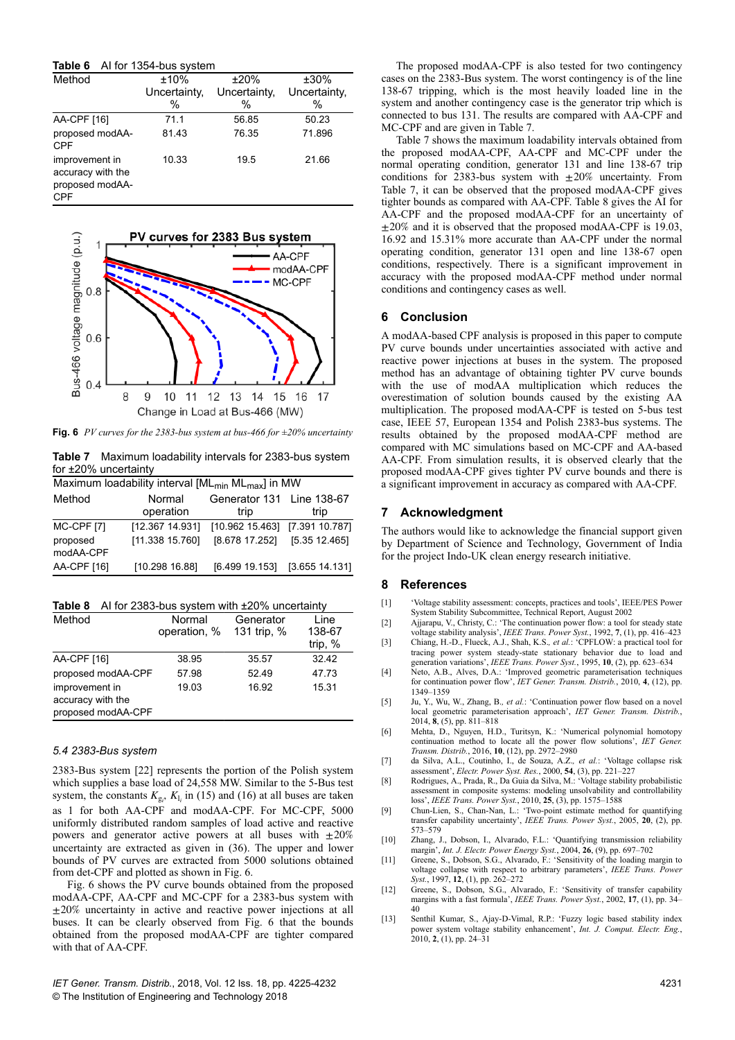**Table 6** AI for 1354-bus system

| Method | ±10% Uncertainty, % | ±20% Uncertainty, % | ±30% Uncertainty, % |
|---|---|---|---|
| AA-CPF [16] | 71.1 | 56.85 | 50.23 |
| proposed modAA-CPF | 81.43 | 76.35 | 71.896 |
| improvement in accuracy with the proposed modAA-CPF | 10.33 | 19.5 | 21.66 |

**Fig. 6** *PV curves for the 2383-bus system at bus-466 for ±20% uncertainty*

**Table 7** Maximum loadability intervals for 2383-bus system for ±20% uncertainty

| Maximum loadability interval [$ML_{min}$ $ML_{max}$] in MW | | | |
|---|---|---|---|
| Method | Normal operation | Generator 131 trip | Line 138-67 trip |
| MC-CPF [7] | [12.367 14.931] | [10.962 15.463] | [7.391 10.787] |
| proposed modAA-CPF | [11.338 15.760] | [8.678 17.252] | [5.35 12.465] |
| AA-CPF [16] | [10.298 16.88] | [6.499 19.153] | [3.655 14.131] |

**Table 8** AI for 2383-bus system with ±20% uncertainty

| Method | Normal operation, % | Generator 131 trip, % | Line 138-67 trip, % |
|---|---|---|---|
| AA-CPF [16] | 38.95 | 35.57 | 32.42 |
| proposed modAA-CPF | 57.98 | 52.49 | 47.73 |
| improvement in accuracy with the proposed modAA-CPF | 19.03 | 16.92 | 15.31 |

### *5.4 2383-Bus system*

2383-Bus system [22] represents the portion of the Polish system which supplies a base load of 24,558 MW. Similar to the 5-Bus test system, the constants $K_{g_i}$, $K_{l_i}$ in (15) and (16) at all buses are taken as 1 for both AA-CPF and modAA-CPF. For MC-CPF, 5000 uniformly distributed random samples of load active and reactive powers and generator active powers at all buses with ±20% uncertainty are extracted as given in (36). The upper and lower bounds of PV curves are extracted from 5000 solutions obtained from det-CPF and plotted as shown in Fig. 6.

Fig. 6 shows the PV curve bounds obtained from the proposed modAA-CPF, AA-CPF and MC-CPF for a 2383-bus system with ±20% uncertainty in active and reactive power injections at all buses. It can be clearly observed from Fig. 6 that the bounds obtained from the proposed modAA-CPF are tighter compared with that of AA-CPF.

The proposed modAA-CPF is also tested for two contingency cases on the 2383-Bus system. The worst contingency is of the line 138-67 tripping, which is the most heavily loaded line in the system and another contingency case is the generator trip which is connected to bus 131. The results are compared with AA-CPF and MC-CPF and are given in Table 7.

Table 7 shows the maximum loadability intervals obtained from the proposed modAA-CPF, AA-CPF and MC-CPF under the normal operating condition, generator 131 and line 138-67 trip conditions for 2383-bus system with ±20% uncertainty. From Table 7, it can be observed that the proposed modAA-CPF gives tighter bounds as compared with AA-CPF. Table 8 gives the AI for AA-CPF and the proposed modAA-CPF for an uncertainty of ±20% and it is observed that the proposed modAA-CPF is 19.03, 16.92 and 15.31% more accurate than AA-CPF under the normal operating condition, generator 131 open and line 138-67 open conditions, respectively. There is a significant improvement in accuracy with the proposed modAA-CPF method under normal conditions and contingency cases as well.

## 6 Conclusion

A modAA-based CPF analysis is proposed in this paper to compute PV curve bounds under uncertainties associated with active and reactive power injections at buses in the system. The proposed method has an advantage of obtaining tighter PV curve bounds with the use of modAA multiplication which reduces the overestimation of solution bounds caused by the existing AA multiplication. The proposed modAA-CPF is tested on 5-bus test case, IEEE 57, European 1354 and Polish 2383-bus systems. The results obtained by the proposed modAA-CPF method are compared with MC simulations based on MC-CPF and AA-based AA-CPF. From simulation results, it is observed clearly that the proposed modAA-CPF gives tighter PV curve bounds and there is a significant improvement in accuracy as compared with AA-CPF.

## 7 Acknowledgment

The authors would like to acknowledge the financial support given by Department of Science and Technology, Government of India for the project Indo-UK clean energy research initiative.

## 8 References

[1] 'Voltage stability assessment: concepts, practices and tools', IEEE/PES Power System Stability Subcommittee, Technical Report, August 2002

[2] Ajjarapu, V., Christy, C.: 'The continuation power flow: a tool for steady state voltage stability analysis', *IEEE Trans. Power Syst.*, 1992, **7**, (1), pp. 416–423

[3] Chiang, H.-D., Flueck, A.J., Shah, K.S., *et al.*: 'CPFLOW: a practical tool for tracing power system steady-state stationary behavior due to load and generation variations', *IEEE Trans. Power Syst.*, 1995, **10**, (2), pp. 623–634

[4] Neto, A.B., Alves, D.A.: 'Improved geometric parameterisation techniques for continuation power flow', *IET Gener. Transm. Distrib.*, 2010, **4**, (12), pp. 1349–1359

[5] Ju, Y., Wu, W., Zhang, B., *et al.*: 'Continuation power flow based on a novel local geometric parameterisation approach', *IET Gener. Transm. Distrib.*, 2014, **8**, (5), pp. 811–818

[6] Mehta, D., Nguyen, H.D., Turitsyn, K.: 'Numerical polynomial homotopy continuation method to locate all the power flow solutions', *IET Gener. Transm. Distrib.*, 2016, **10**, (12), pp. 2972–2980

[7] da Silva, A.L., Coutinho, I., de Souza, A.Z., *et al.*: 'Voltage collapse risk assessment', *Electr. Power Syst. Res.*, 2000, **54**, (3), pp. 221–227

[8] Rodrigues, A., Prada, R., Da Guia da Silva, M.: 'Voltage stability probabilistic assessment in composite systems: modeling unsolvability and controllability loss', *IEEE Trans. Power Syst.*, 2010, **25**, (3), pp. 1575–1588

[9] Chun-Lien, S., Chan-Nan, L.: 'Two-point estimate method for quantifying transfer capability uncertainty', *IEEE Trans. Power Syst.*, 2005, **20**, (2), pp. 573–579

[10] Zhang, J., Dobson, I., Alvarado, F.L.: 'Quantifying transmission reliability margin', *Int. J. Electr. Power Energy Syst.*, 2004, **26**, (9), pp. 697–702

[11] Greene, S., Dobson, S.G., Alvarado, F.: 'Sensitivity of the loading margin to voltage collapse with respect to arbitrary parameters', *IEEE Trans. Power Syst.*, 1997, **12**, (1), pp. 262–272

[12] Greene, S., Dobson, S.G., Alvarado, F.: 'Sensitivity of transfer capability margins with a fast formula', *IEEE Trans. Power Syst.*, 2002, **17**, (1), pp. 34–40

[13] Senthil Kumar, S., Ajay-D-Vimal, R.P.: 'Fuzzy logic based stability index power system voltage stability enhancement', *Int. J. Comput. Electr. Eng.*, 2010, **2**, (1), pp. 24–31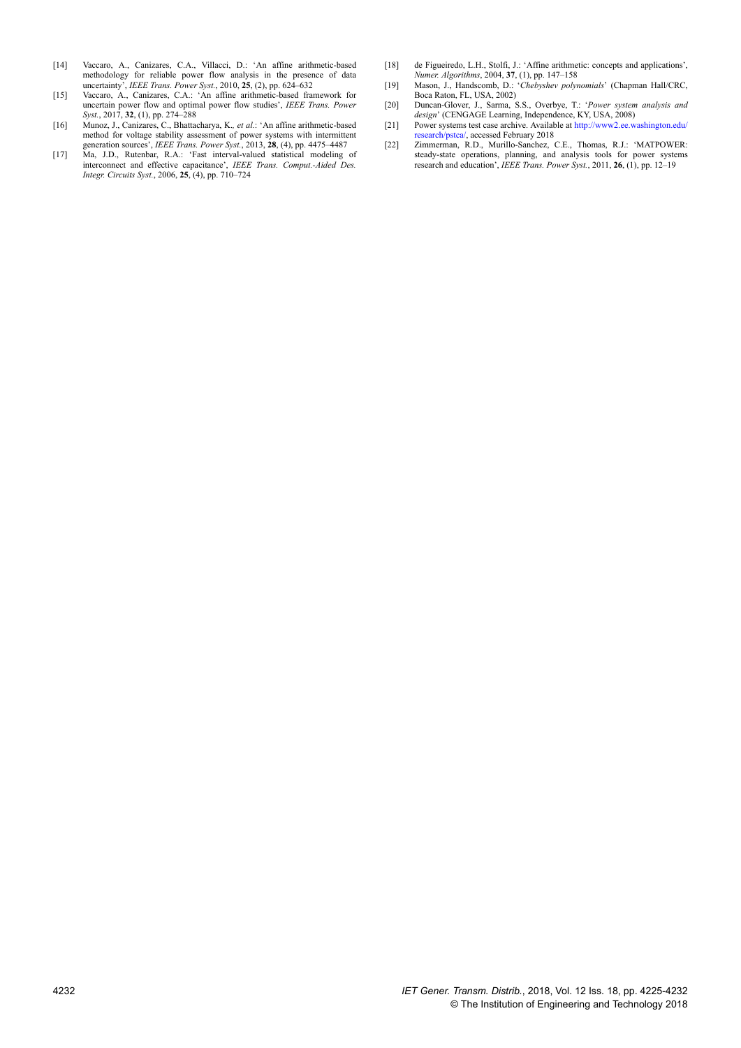[14] Vaccaro, A., Canizares, C.A., Villacci, D.: 'An affine arithmetic-based methodology for reliable power flow analysis in the presence of data uncertainty', *IEEE Trans. Power Syst.*, 2010, **25**, (2), pp. 624–632

[15] Vaccaro, A., Canizares, C.A.: 'An affine arithmetic-based framework for uncertain power flow and optimal power flow studies', *IEEE Trans. Power Syst.*, 2017, **32**, (1), pp. 274–288

[16] Munoz, J., Canizares, C., Bhattacharya, K., *et al.*: 'An affine arithmetic-based method for voltage stability assessment of power systems with intermittent generation sources', *IEEE Trans. Power Syst.*, 2013, **28**, (4), pp. 4475–4487

[17] Ma, J.D., Rutenbar, R.A.: 'Fast interval-valued statistical modeling of interconnect and effective capacitance', *IEEE Trans. Comput.-Aided Des. Integr. Circuits Syst.*, 2006, **25**, (4), pp. 710–724

[18] de Figueiredo, L.H., Stolfi, J.: 'Affine arithmetic: concepts and applications', *Numer. Algorithms*, 2004, **37**, (1), pp. 147–158

[19] Mason, J., Handscomb, D.: '*Chebyshev polynomials*' (Chapman Hall/CRC, Boca Raton, FL, USA, 2002)

[20] Duncan-Glover, J., Sarma, S.S., Overbye, T.: '*Power system analysis and design*' (CENGAGE Learning, Independence, KY, USA, 2008)

[21] Power systems test case archive. Available at http://www2.ee.washington.edu/research/pstca/, accessed February 2018

[22] Zimmerman, R.D., Murillo-Sanchez, C.E., Thomas, R.J.: 'MATPOWER: steady-state operations, planning, and analysis tools for power systems research and education', *IEEE Trans. Power Syst.*, 2011, **26**, (1), pp. 12–19